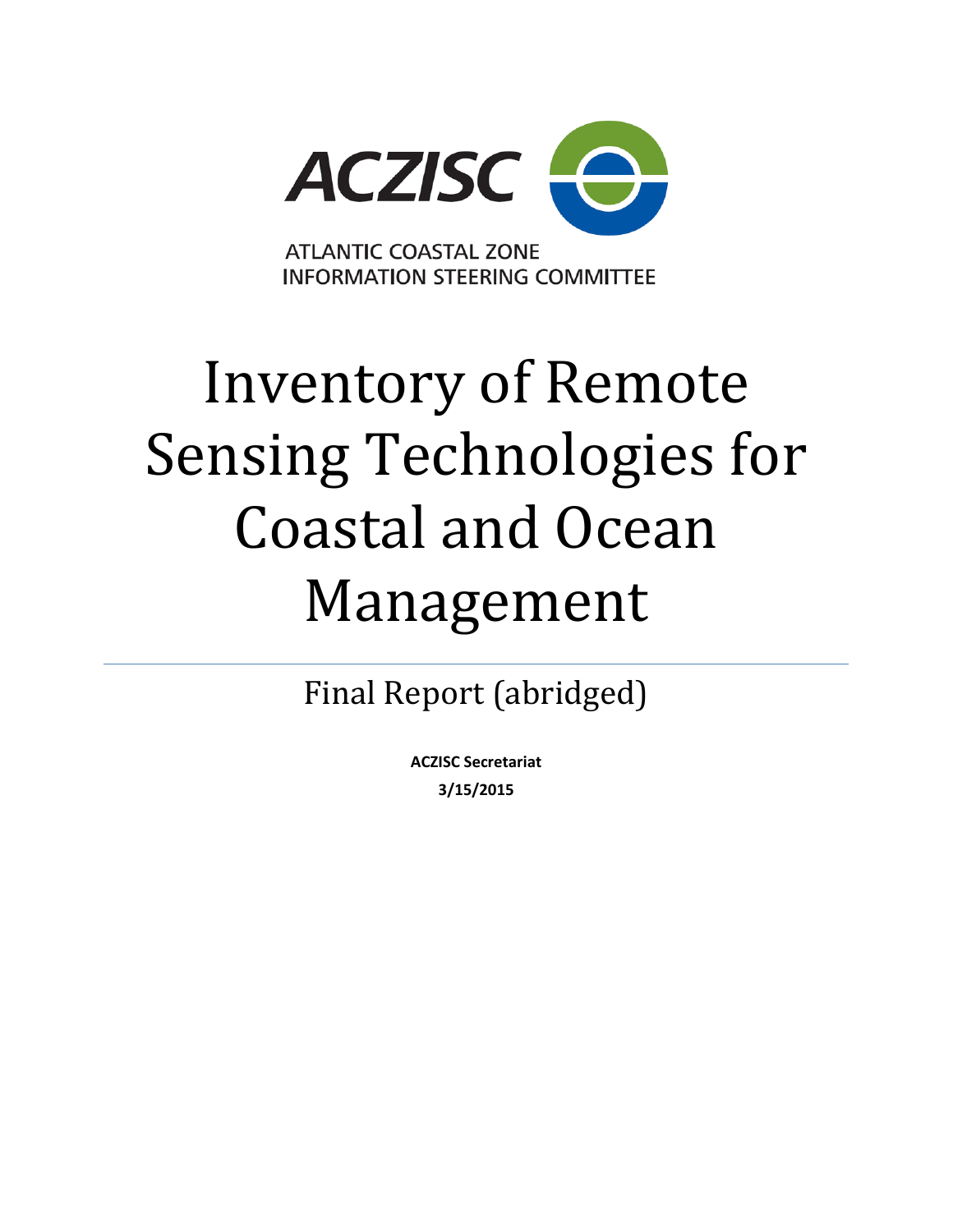ACZISC

ATLANTIC COASTAL ZONE INFORMATION STEERING COMMITTEE

# Inventory of Remote Sensing Technologies for Coastal and Ocean Management

## Final Report (abridged)

**ACZISC Secretariat**

**3/15/2015**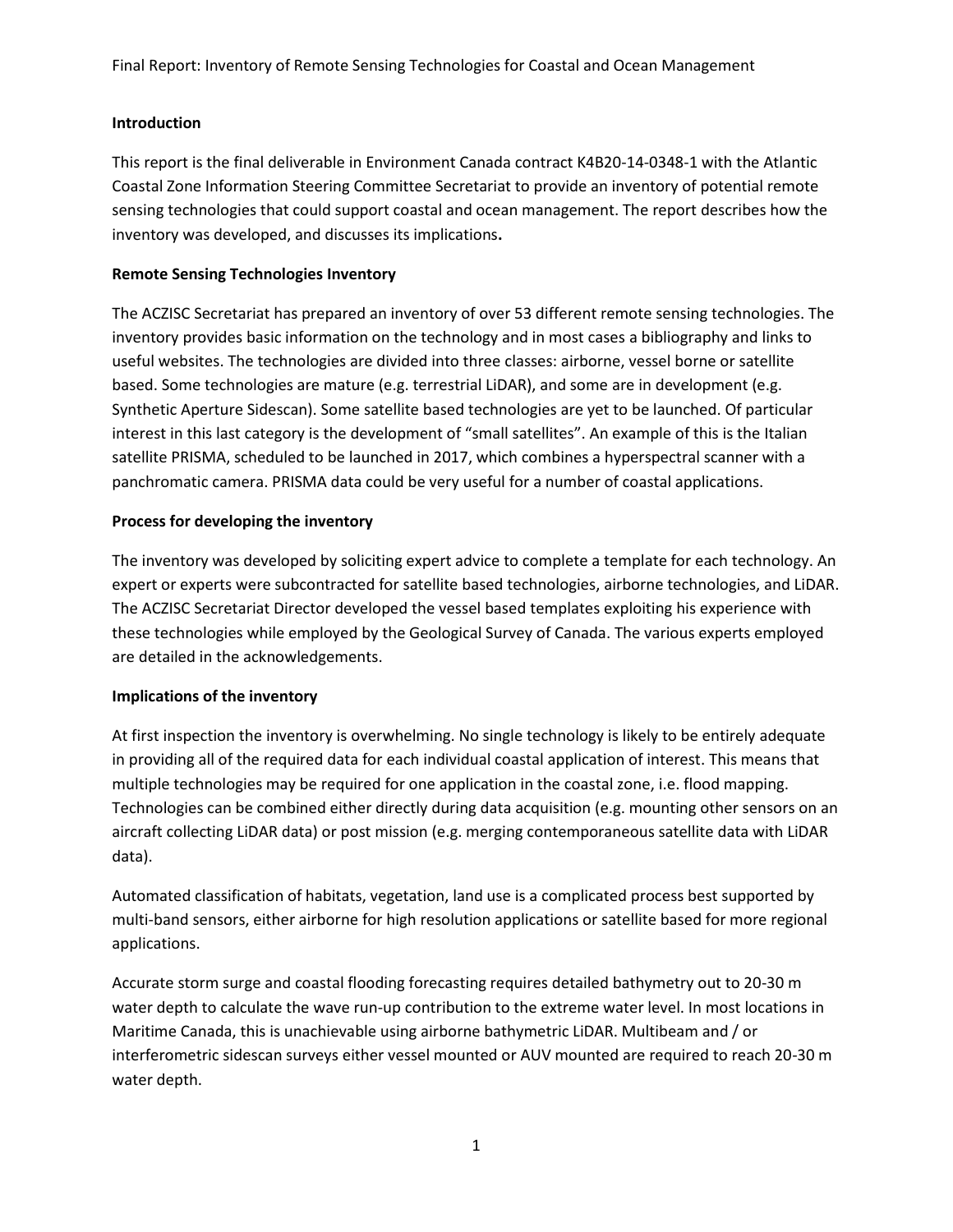## Introduction

This report is the final deliverable in Environment Canada contract K4B20-14-0348-1 with the Atlantic Coastal Zone Information Steering Committee Secretariat to provide an inventory of potential remote sensing technologies that could support coastal and ocean management. The report describes how the inventory was developed, and discusses its implications.

## Remote Sensing Technologies Inventory

The ACZISC Secretariat has prepared an inventory of over 53 different remote sensing technologies. The inventory provides basic information on the technology and in most cases a bibliography and links to useful websites. The technologies are divided into three classes: airborne, vessel borne or satellite based. Some technologies are mature (e.g. terrestrial LiDAR), and some are in development (e.g. Synthetic Aperture Sidescan). Some satellite based technologies are yet to be launched. Of particular interest in this last category is the development of "small satellites". An example of this is the Italian satellite PRISMA, scheduled to be launched in 2017, which combines a hyperspectral scanner with a panchromatic camera. PRISMA data could be very useful for a number of coastal applications.

## Process for developing the inventory

The inventory was developed by soliciting expert advice to complete a template for each technology. An expert or experts were subcontracted for satellite based technologies, airborne technologies, and LiDAR. The ACZISC Secretariat Director developed the vessel based templates exploiting his experience with these technologies while employed by the Geological Survey of Canada. The various experts employed are detailed in the acknowledgements.

## Implications of the inventory

At first inspection the inventory is overwhelming. No single technology is likely to be entirely adequate in providing all of the required data for each individual coastal application of interest. This means that multiple technologies may be required for one application in the coastal zone, i.e. flood mapping. Technologies can be combined either directly during data acquisition (e.g. mounting other sensors on an aircraft collecting LiDAR data) or post mission (e.g. merging contemporaneous satellite data with LiDAR data).

Automated classification of habitats, vegetation, land use is a complicated process best supported by multi-band sensors, either airborne for high resolution applications or satellite based for more regional applications.

Accurate storm surge and coastal flooding forecasting requires detailed bathymetry out to 20-30 m water depth to calculate the wave run-up contribution to the extreme water level. In most locations in Maritime Canada, this is unachievable using airborne bathymetric LiDAR. Multibeam and / or interferometric sidescan surveys either vessel mounted or AUV mounted are required to reach 20-30 m water depth.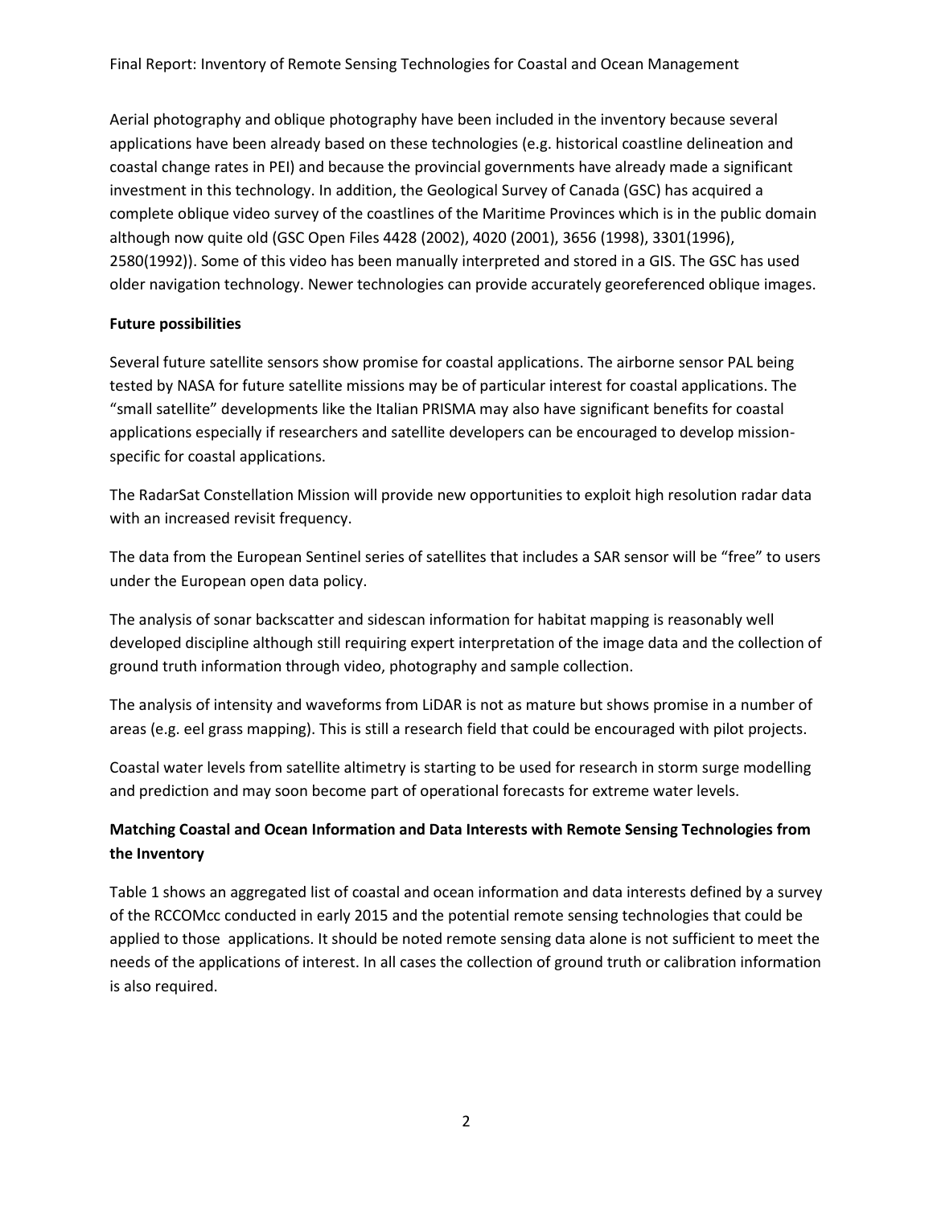Aerial photography and oblique photography have been included in the inventory because several applications have been already based on these technologies (e.g. historical coastline delineation and coastal change rates in PEI) and because the provincial governments have already made a significant investment in this technology. In addition, the Geological Survey of Canada (GSC) has acquired a complete oblique video survey of the coastlines of the Maritime Provinces which is in the public domain although now quite old (GSC Open Files 4428 (2002), 4020 (2001), 3656 (1998), 3301(1996), 2580(1992)). Some of this video has been manually interpreted and stored in a GIS. The GSC has used older navigation technology. Newer technologies can provide accurately georeferenced oblique images.

**Future possibilities**

Several future satellite sensors show promise for coastal applications. The airborne sensor PAL being tested by NASA for future satellite missions may be of particular interest for coastal applications. The "small satellite" developments like the Italian PRISMA may also have significant benefits for coastal applications especially if researchers and satellite developers can be encouraged to develop mission-specific for coastal applications.

The RadarSat Constellation Mission will provide new opportunities to exploit high resolution radar data with an increased revisit frequency.

The data from the European Sentinel series of satellites that includes a SAR sensor will be "free" to users under the European open data policy.

The analysis of sonar backscatter and sidescan information for habitat mapping is reasonably well developed discipline although still requiring expert interpretation of the image data and the collection of ground truth information through video, photography and sample collection.

The analysis of intensity and waveforms from LiDAR is not as mature but shows promise in a number of areas (e.g. eel grass mapping). This is still a research field that could be encouraged with pilot projects.

Coastal water levels from satellite altimetry is starting to be used for research in storm surge modelling and prediction and may soon become part of operational forecasts for extreme water levels.

**Matching Coastal and Ocean Information and Data Interests with Remote Sensing Technologies from the Inventory**

Table 1 shows an aggregated list of coastal and ocean information and data interests defined by a survey of the RCCOMcc conducted in early 2015 and the potential remote sensing technologies that could be applied to those applications. It should be noted remote sensing data alone is not sufficient to meet the needs of the applications of interest. In all cases the collection of ground truth or calibration information is also required.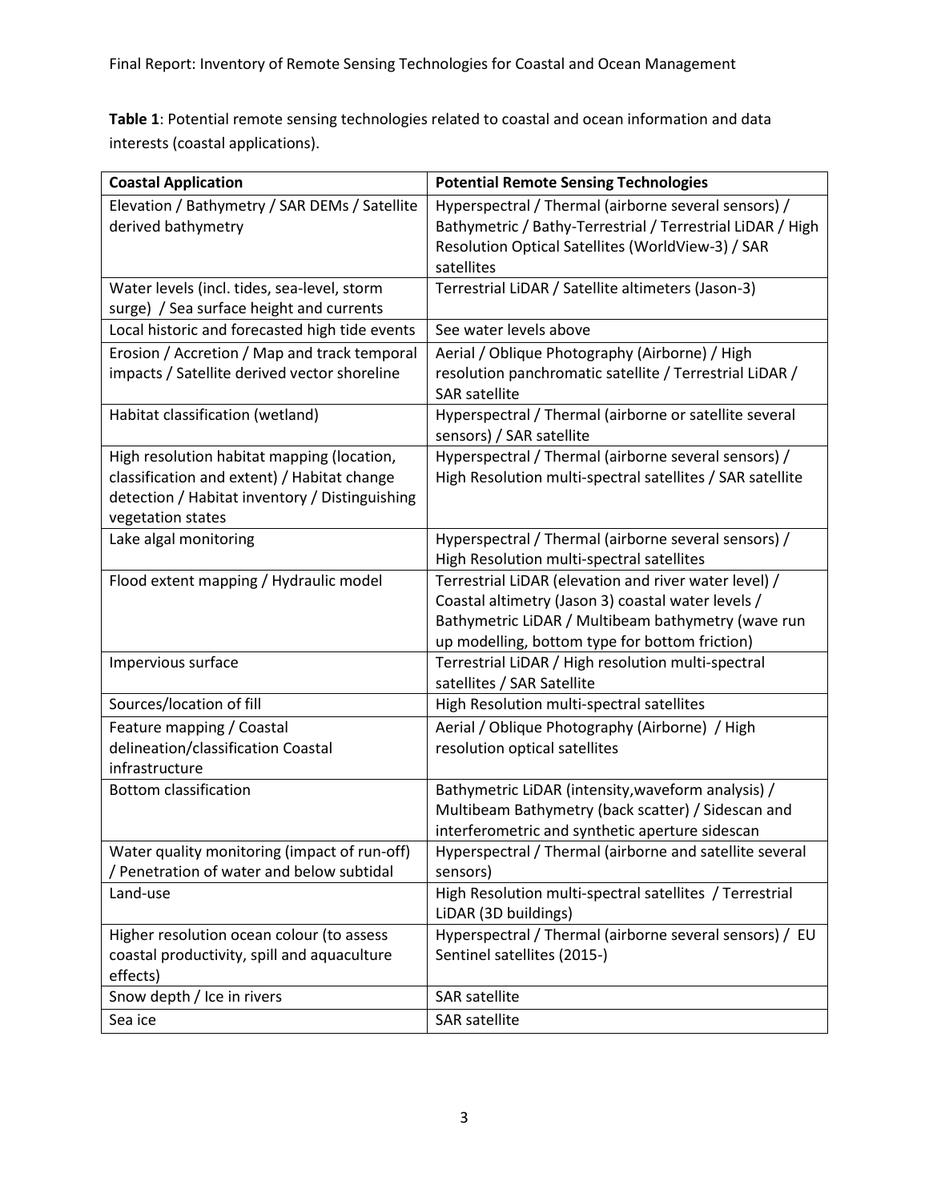**Table 1**: Potential remote sensing technologies related to coastal and ocean information and data interests (coastal applications).

| Coastal Application | Potential Remote Sensing Technologies |
|---|---|
| Elevation / Bathymetry / SAR DEMs / Satellite derived bathymetry | Hyperspectral / Thermal (airborne several sensors) / Bathymetric / Bathy-Terrestrial / Terrestrial LiDAR / High Resolution Optical Satellites (WorldView-3) / SAR satellites |
| Water levels (incl. tides, sea-level, storm surge) / Sea surface height and currents | Terrestrial LiDAR / Satellite altimeters (Jason-3) |
| Local historic and forecasted high tide events | See water levels above |
| Erosion / Accretion / Map and track temporal impacts / Satellite derived vector shoreline | Aerial / Oblique Photography (Airborne) / High resolution panchromatic satellite / Terrestrial LiDAR / SAR satellite |
| Habitat classification (wetland) | Hyperspectral / Thermal (airborne or satellite several sensors) / SAR satellite |
| High resolution habitat mapping (location, classification and extent) / Habitat change detection / Habitat inventory / Distinguishing vegetation states | Hyperspectral / Thermal (airborne several sensors) / High Resolution multi-spectral satellites / SAR satellite |
| Lake algal monitoring | Hyperspectral / Thermal (airborne several sensors) / High Resolution multi-spectral satellites |
| Flood extent mapping / Hydraulic model | Terrestrial LiDAR (elevation and river water level) / Coastal altimetry (Jason 3) coastal water levels / Bathymetric LiDAR / Multibeam bathymetry (wave run up modelling, bottom type for bottom friction) |
| Impervious surface | Terrestrial LiDAR / High resolution multi-spectral satellites / SAR Satellite |
| Sources/location of fill | High Resolution multi-spectral satellites |
| Feature mapping / Coastal delineation/classification Coastal infrastructure | Aerial / Oblique Photography (Airborne) / High resolution optical satellites |
| Bottom classification | Bathymetric LiDAR (intensity,waveform analysis) / Multibeam Bathymetry (back scatter) / Sidescan and interferometric and synthetic aperture sidescan |
| Water quality monitoring (impact of run-off) / Penetration of water and below subtidal | Hyperspectral / Thermal (airborne and satellite several sensors) |
| Land-use | High Resolution multi-spectral satellites / Terrestrial LiDAR (3D buildings) |
| Higher resolution ocean colour (to assess coastal productivity, spill and aquaculture effects) | Hyperspectral / Thermal (airborne several sensors) / EU Sentinel satellites (2015-) |
| Snow depth / Ice in rivers | SAR satellite |
| Sea ice | SAR satellite |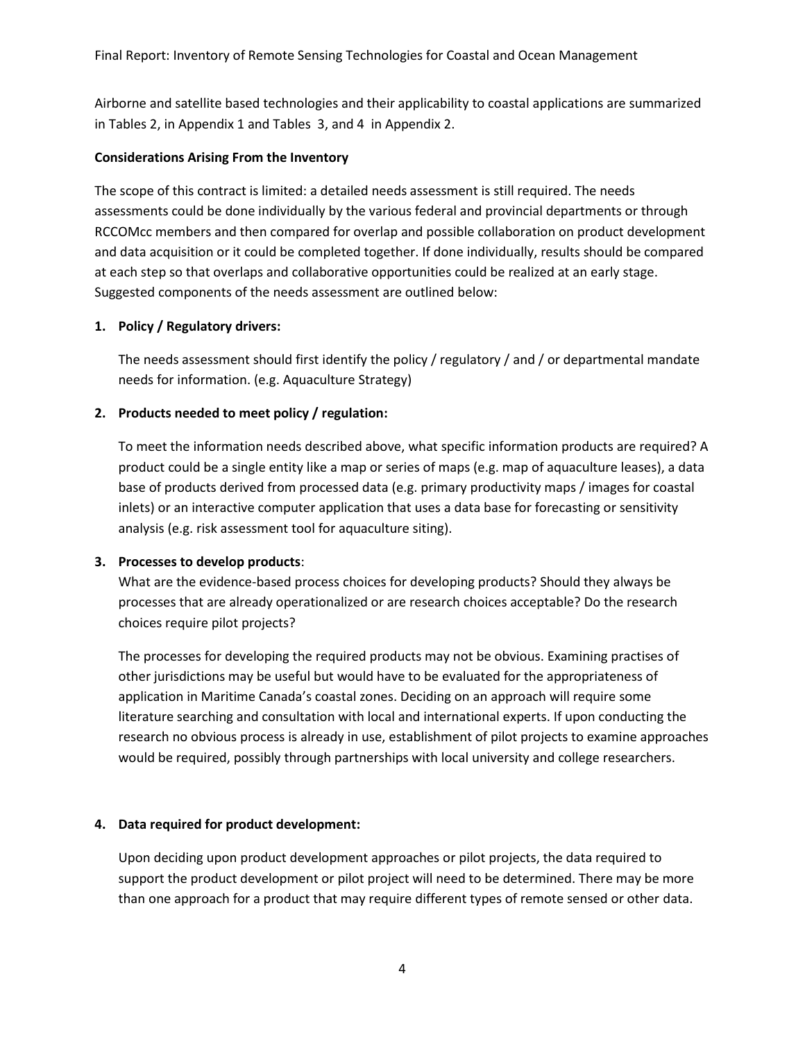Airborne and satellite based technologies and their applicability to coastal applications are summarized in Tables 2, in Appendix 1 and Tables 3, and 4 in Appendix 2.

**Considerations Arising From the Inventory**

The scope of this contract is limited: a detailed needs assessment is still required. The needs assessments could be done individually by the various federal and provincial departments or through RCCOMcc members and then compared for overlap and possible collaboration on product development and data acquisition or it could be completed together. If done individually, results should be compared at each step so that overlaps and collaborative opportunities could be realized at an early stage. Suggested components of the needs assessment are outlined below:

1. **Policy / Regulatory drivers:**

   The needs assessment should first identify the policy / regulatory / and / or departmental mandate needs for information. (e.g. Aquaculture Strategy)

2. **Products needed to meet policy / regulation:**

   To meet the information needs described above, what specific information products are required? A product could be a single entity like a map or series of maps (e.g. map of aquaculture leases), a data base of products derived from processed data (e.g. primary productivity maps / images for coastal inlets) or an interactive computer application that uses a data base for forecasting or sensitivity analysis (e.g. risk assessment tool for aquaculture siting).

3. **Processes to develop products**:

   What are the evidence-based process choices for developing products? Should they always be processes that are already operationalized or are research choices acceptable? Do the research choices require pilot projects?

   The processes for developing the required products may not be obvious. Examining practises of other jurisdictions may be useful but would have to be evaluated for the appropriateness of application in Maritime Canada's coastal zones. Deciding on an approach will require some literature searching and consultation with local and international experts. If upon conducting the research no obvious process is already in use, establishment of pilot projects to examine approaches would be required, possibly through partnerships with local university and college researchers.

4. **Data required for product development:**

   Upon deciding upon product development approaches or pilot projects, the data required to support the product development or pilot project will need to be determined. There may be more than one approach for a product that may require different types of remote sensed or other data.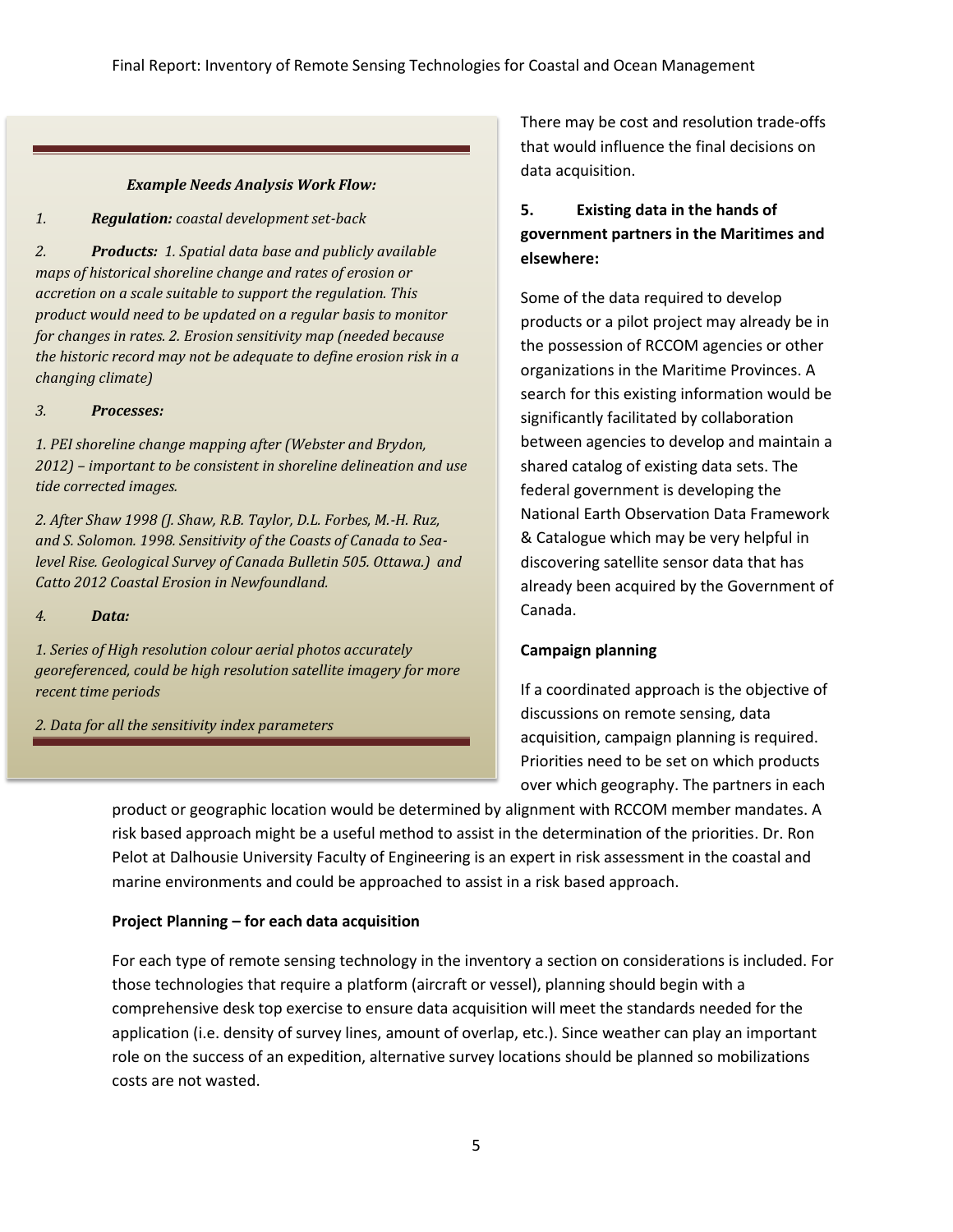***Example Needs Analysis Work Flow:***

*1.* ***Regulation:*** *coastal development set-back*

*2.* ***Products:*** *1. Spatial data base and publicly available maps of historical shoreline change and rates of erosion or accretion on a scale suitable to support the regulation. This product would need to be updated on a regular basis to monitor for changes in rates. 2. Erosion sensitivity map (needed because the historic record may not be adequate to define erosion risk in a changing climate)*

*3.* ***Processes:***

*1. PEI shoreline change mapping after (Webster and Brydon, 2012) – important to be consistent in shoreline delineation and use tide corrected images.*

*2. After Shaw 1998 (J. Shaw, R.B. Taylor, D.L. Forbes, M.-H. Ruz, and S. Solomon. 1998. Sensitivity of the Coasts of Canada to Sea-level Rise. Geological Survey of Canada Bulletin 505. Ottawa.) and Catto 2012 Coastal Erosion in Newfoundland.*

*4.* ***Data:***

*1. Series of High resolution colour aerial photos accurately georeferenced, could be high resolution satellite imagery for more recent time periods*

*2. Data for all the sensitivity index parameters*

There may be cost and resolution trade-offs that would influence the final decisions on data acquisition.

**5. Existing data in the hands of government partners in the Maritimes and elsewhere:**

Some of the data required to develop products or a pilot project may already be in the possession of RCCOM agencies or other organizations in the Maritime Provinces. A search for this existing information would be significantly facilitated by collaboration between agencies to develop and maintain a shared catalog of existing data sets. The federal government is developing the National Earth Observation Data Framework & Catalogue which may be very helpful in discovering satellite sensor data that has already been acquired by the Government of Canada.

**Campaign planning**

If a coordinated approach is the objective of discussions on remote sensing, data acquisition, campaign planning is required. Priorities need to be set on which products over which geography. The partners in each product or geographic location would be determined by alignment with RCCOM member mandates. A risk based approach might be a useful method to assist in the determination of the priorities. Dr. Ron Pelot at Dalhousie University Faculty of Engineering is an expert in risk assessment in the coastal and marine environments and could be approached to assist in a risk based approach.

**Project Planning – for each data acquisition**

For each type of remote sensing technology in the inventory a section on considerations is included. For those technologies that require a platform (aircraft or vessel), planning should begin with a comprehensive desk top exercise to ensure data acquisition will meet the standards needed for the application (i.e. density of survey lines, amount of overlap, etc.). Since weather can play an important role on the success of an expedition, alternative survey locations should be planned so mobilizations costs are not wasted.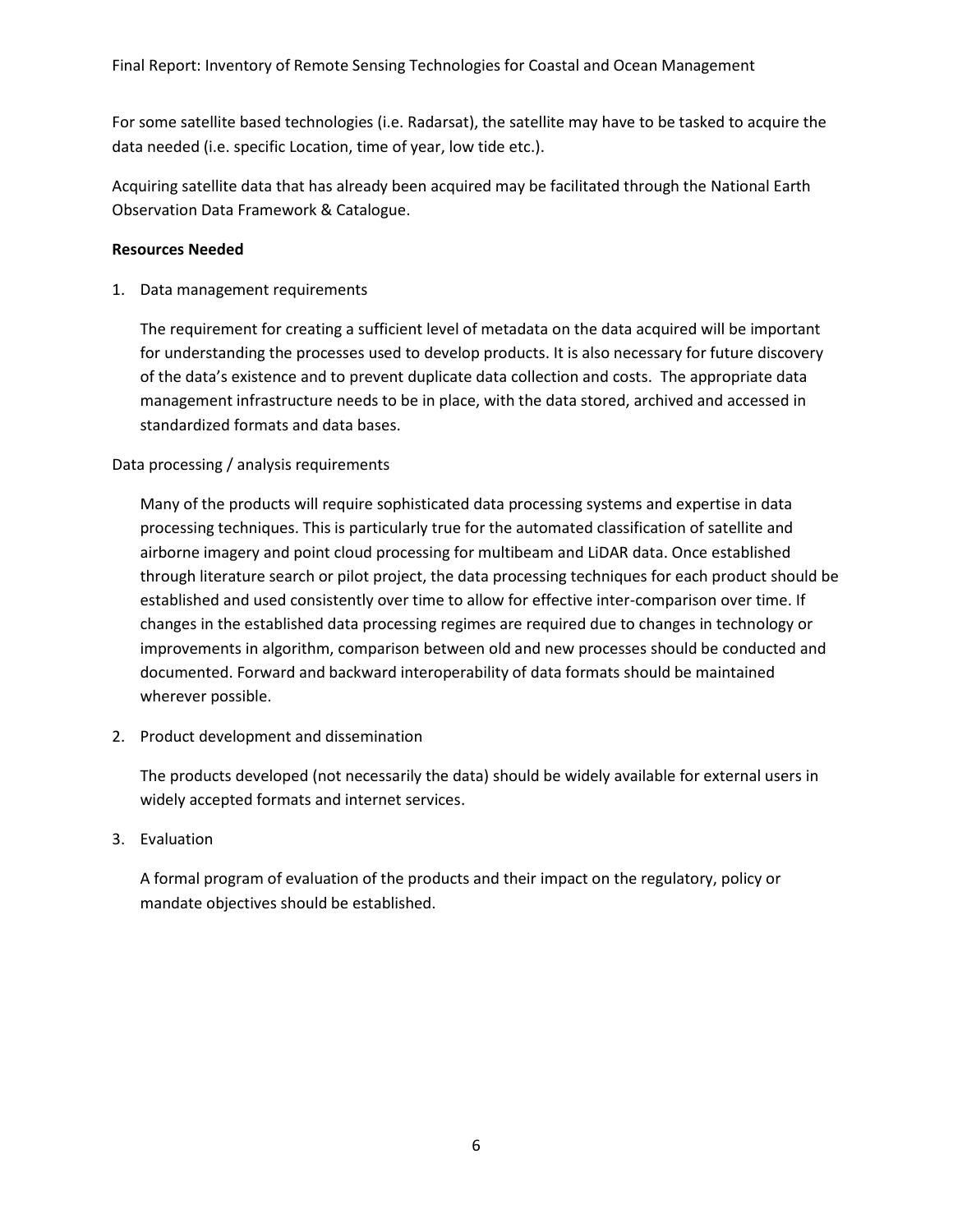For some satellite based technologies (i.e. Radarsat), the satellite may have to be tasked to acquire the data needed (i.e. specific Location, time of year, low tide etc.).

Acquiring satellite data that has already been acquired may be facilitated through the National Earth Observation Data Framework & Catalogue.

**Resources Needed**

1. Data management requirements

   The requirement for creating a sufficient level of metadata on the data acquired will be important for understanding the processes used to develop products. It is also necessary for future discovery of the data's existence and to prevent duplicate data collection and costs. The appropriate data management infrastructure needs to be in place, with the data stored, archived and accessed in standardized formats and data bases.

Data processing / analysis requirements

   Many of the products will require sophisticated data processing systems and expertise in data processing techniques. This is particularly true for the automated classification of satellite and airborne imagery and point cloud processing for multibeam and LiDAR data. Once established through literature search or pilot project, the data processing techniques for each product should be established and used consistently over time to allow for effective inter-comparison over time. If changes in the established data processing regimes are required due to changes in technology or improvements in algorithm, comparison between old and new processes should be conducted and documented. Forward and backward interoperability of data formats should be maintained wherever possible.

2. Product development and dissemination

   The products developed (not necessarily the data) should be widely available for external users in widely accepted formats and internet services.

3. Evaluation

   A formal program of evaluation of the products and their impact on the regulatory, policy or mandate objectives should be established.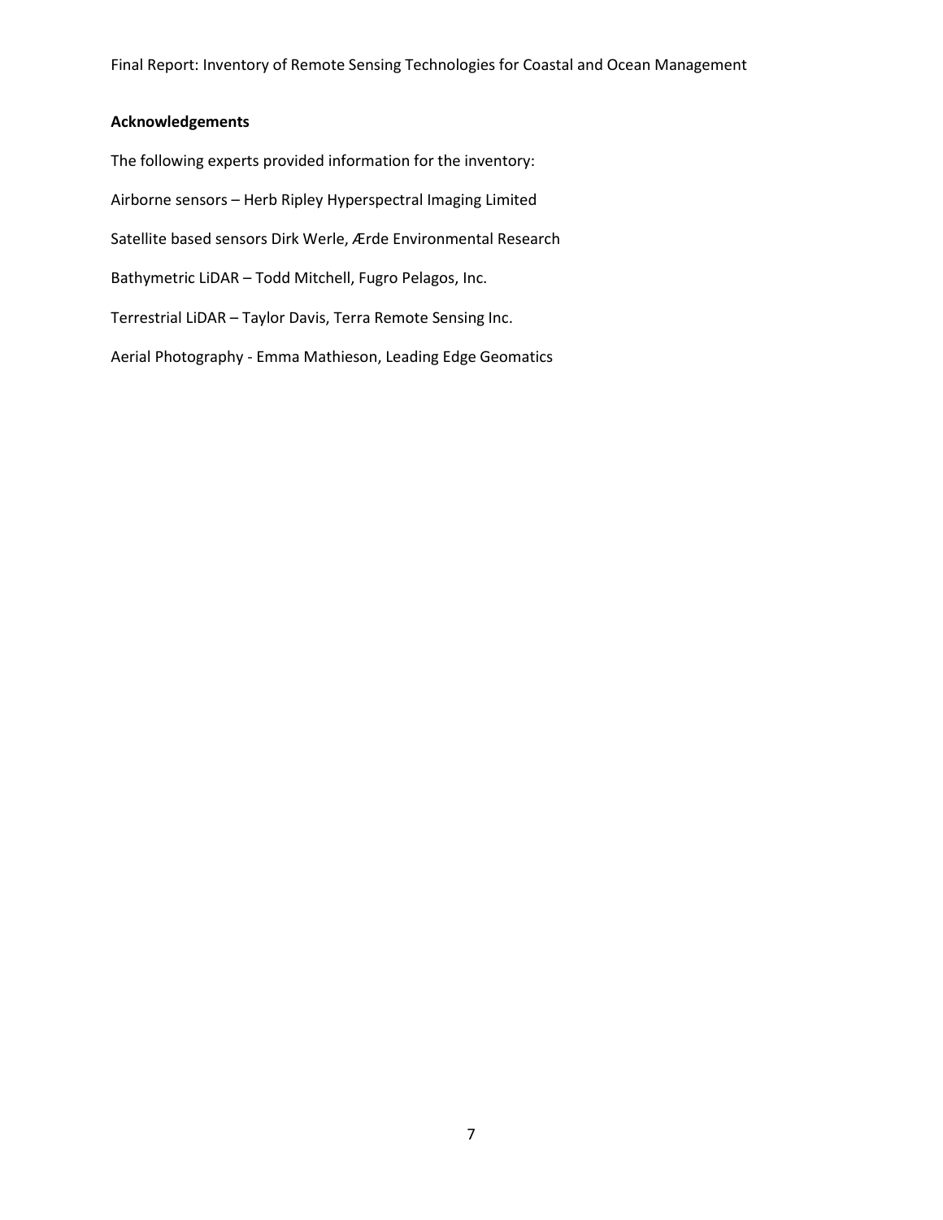**Acknowledgements**

The following experts provided information for the inventory:

Airborne sensors – Herb Ripley Hyperspectral Imaging Limited

Satellite based sensors Dirk Werle, Ærde Environmental Research

Bathymetric LiDAR – Todd Mitchell, Fugro Pelagos, Inc.

Terrestrial LiDAR – Taylor Davis, Terra Remote Sensing Inc.

Aerial Photography - Emma Mathieson, Leading Edge Geomatics